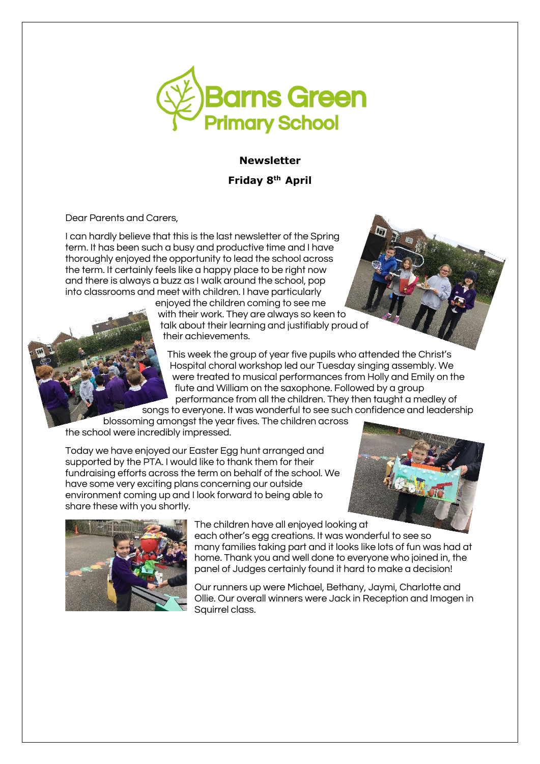**Barns Green Primary School**

**Newsletter**

**Friday 8th April**

Dear Parents and Carers,

I can hardly believe that this is the last newsletter of the Spring term. It has been such a busy and productive time and I have thoroughly enjoyed the opportunity to lead the school across the term. It certainly feels like a happy place to be right now and there is always a buzz as I walk around the school, pop into classrooms and meet with children. I have particularly enjoyed the children coming to see me with their work. They are always so keen to talk about their learning and justifiably proud of their achievements.

This week the group of year five pupils who attended the Christ's Hospital choral workshop led our Tuesday singing assembly. We were treated to musical performances from Holly and Emily on the flute and William on the saxophone. Followed by a group performance from all the children. They then taught a medley of songs to everyone. It was wonderful to see such confidence and leadership blossoming amongst the year fives. The children across the school were incredibly impressed.

Today we have enjoyed our Easter Egg hunt arranged and supported by the PTA. I would like to thank them for their fundraising efforts across the term on behalf of the school. We have some very exciting plans concerning our outside environment coming up and I look forward to being able to share these with you shortly.

The children have all enjoyed looking at each other's egg creations. It was wonderful to see so many families taking part and it looks like lots of fun was had at home. Thank you and well done to everyone who joined in, the panel of Judges certainly found it hard to make a decision!

Our runners up were Michael, Bethany, Jaymi, Charlotte and Ollie. Our overall winners were Jack in Reception and Imogen in Squirrel class.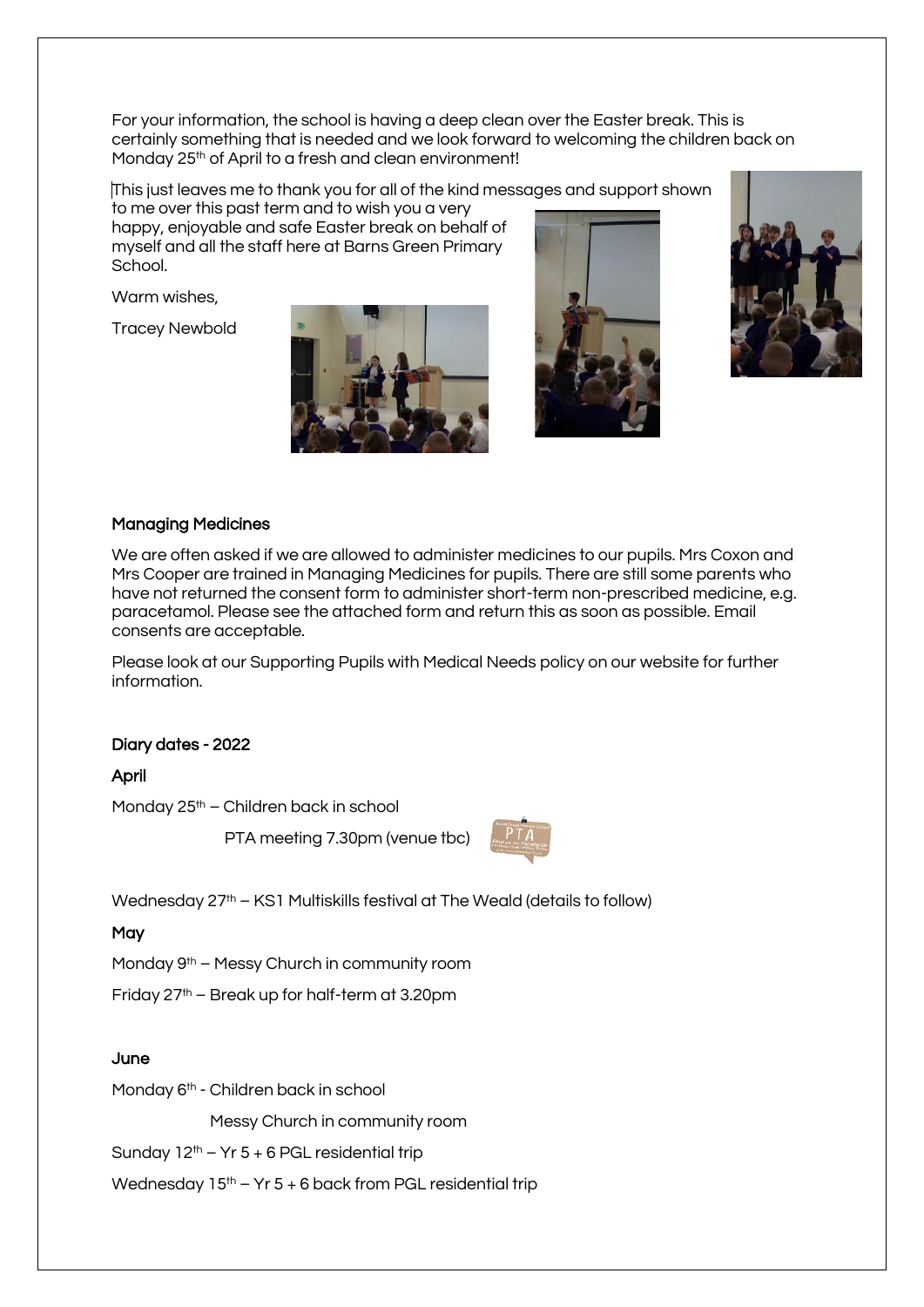For your information, the school is having a deep clean over the Easter break. This is certainly something that is needed and we look forward to welcoming the children back on Monday 25th of April to a fresh and clean environment!

This just leaves me to thank you for all of the kind messages and support shown to me over this past term and to wish you a very happy, enjoyable and safe Easter break on behalf of myself and all the staff here at Barns Green Primary School.

Warm wishes,

Tracey Newbold

## Managing Medicines

We are often asked if we are allowed to administer medicines to our pupils. Mrs Coxon and Mrs Cooper are trained in Managing Medicines for pupils. There are still some parents who have not returned the consent form to administer short-term non-prescribed medicine, e.g. paracetamol. Please see the attached form and return this as soon as possible. Email consents are acceptable.

Please look at our Supporting Pupils with Medical Needs policy on our website for further information.

## Diary dates - 2022

### April

Monday 25th – Children back in school

PTA meeting 7.30pm (venue tbc)

Wednesday 27th – KS1 Multiskills festival at The Weald (details to follow)

### May

Monday 9th – Messy Church in community room

Friday 27th – Break up for half-term at 3.20pm

### June

Monday 6th - Children back in school

Messy Church in community room

Sunday 12th – Yr 5 + 6 PGL residential trip

Wednesday 15th – Yr 5 + 6 back from PGL residential trip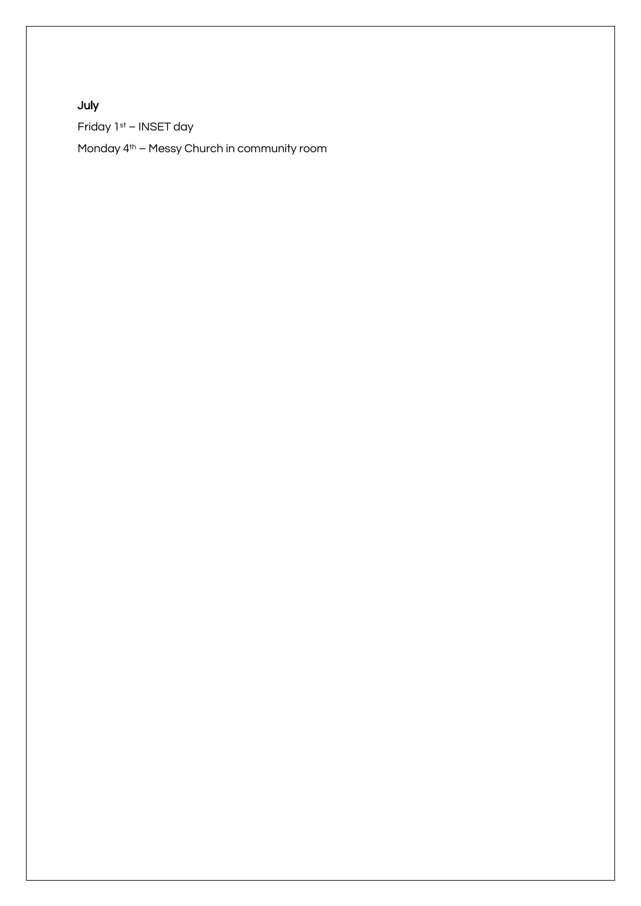**July**

Friday 1st – INSET day

Monday 4th – Messy Church in community room